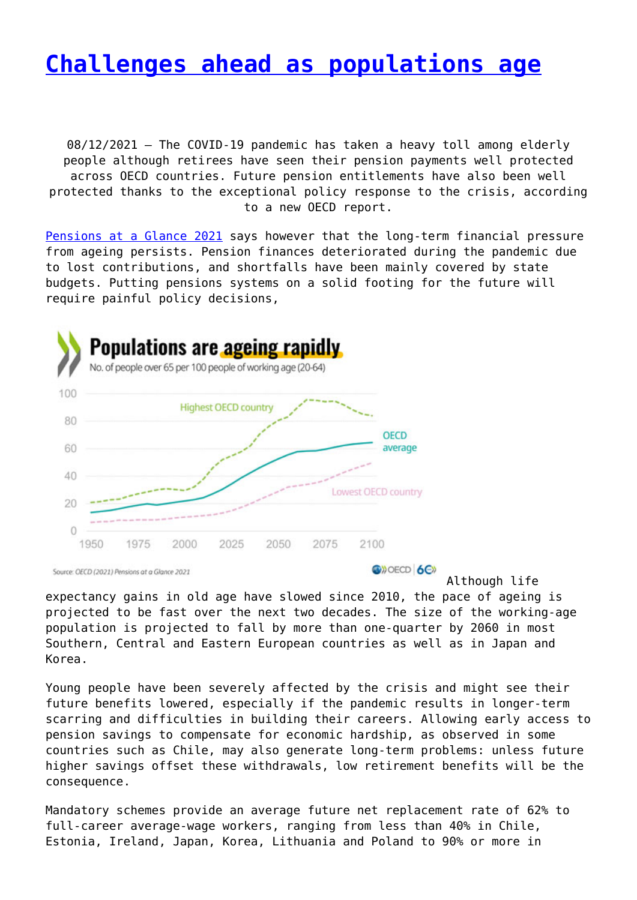# Challenges ahead as populations age

08/12/2021 – The COVID-19 pandemic has taken a heavy toll among elderly people although retirees have seen their pension payments well protected across OECD countries. Future pension entitlements have also been well protected thanks to the exceptional policy response to the crisis, according to a new OECD report.

Pensions at a Glance 2021 says however that the long-term financial pressure from ageing persists. Pension finances deteriorated during the pandemic due to lost contributions, and shortfalls have been mainly covered by state budgets. Putting pensions systems on a solid footing for the future will require painful policy decisions,

Although life expectancy gains in old age have slowed since 2010, the pace of ageing is projected to be fast over the next two decades. The size of the working-age population is projected to fall by more than one-quarter by 2060 in most Southern, Central and Eastern European countries as well as in Japan and Korea.

Young people have been severely affected by the crisis and might see their future benefits lowered, especially if the pandemic results in longer-term scarring and difficulties in building their careers. Allowing early access to pension savings to compensate for economic hardship, as observed in some countries such as Chile, may also generate long-term problems: unless future higher savings offset these withdrawals, low retirement benefits will be the consequence.

Mandatory schemes provide an average future net replacement rate of 62% to full-career average-wage workers, ranging from less than 40% in Chile, Estonia, Ireland, Japan, Korea, Lithuania and Poland to 90% or more in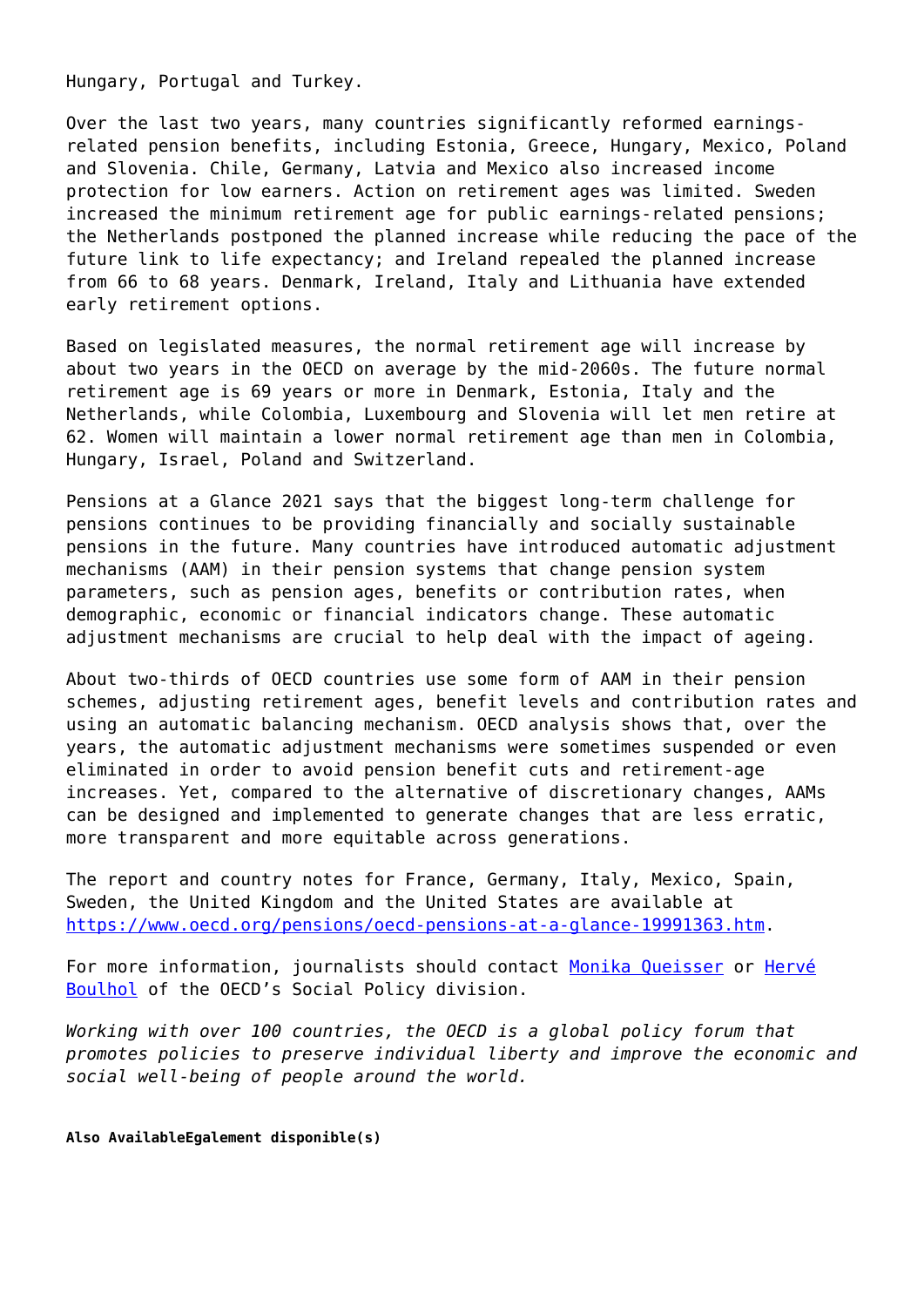Hungary, Portugal and Turkey.

Over the last two years, many countries significantly reformed earnings-related pension benefits, including Estonia, Greece, Hungary, Mexico, Poland and Slovenia. Chile, Germany, Latvia and Mexico also increased income protection for low earners. Action on retirement ages was limited. Sweden increased the minimum retirement age for public earnings-related pensions; the Netherlands postponed the planned increase while reducing the pace of the future link to life expectancy; and Ireland repealed the planned increase from 66 to 68 years. Denmark, Ireland, Italy and Lithuania have extended early retirement options.

Based on legislated measures, the normal retirement age will increase by about two years in the OECD on average by the mid-2060s. The future normal retirement age is 69 years or more in Denmark, Estonia, Italy and the Netherlands, while Colombia, Luxembourg and Slovenia will let men retire at 62. Women will maintain a lower normal retirement age than men in Colombia, Hungary, Israel, Poland and Switzerland.

Pensions at a Glance 2021 says that the biggest long-term challenge for pensions continues to be providing financially and socially sustainable pensions in the future. Many countries have introduced automatic adjustment mechanisms (AAM) in their pension systems that change pension system parameters, such as pension ages, benefits or contribution rates, when demographic, economic or financial indicators change. These automatic adjustment mechanisms are crucial to help deal with the impact of ageing.

About two-thirds of OECD countries use some form of AAM in their pension schemes, adjusting retirement ages, benefit levels and contribution rates and using an automatic balancing mechanism. OECD analysis shows that, over the years, the automatic adjustment mechanisms were sometimes suspended or even eliminated in order to avoid pension benefit cuts and retirement-age increases. Yet, compared to the alternative of discretionary changes, AAMs can be designed and implemented to generate changes that are less erratic, more transparent and more equitable across generations.

The report and country notes for France, Germany, Italy, Mexico, Spain, Sweden, the United Kingdom and the United States are available at [https://www.oecd.org/pensions/oecd-pensions-at-a-glance-19991363.htm](https://www.oecd.org/pensions/oecd-pensions-at-a-glance-19991363.htm).

For more information, journalists should contact Monika Queisser or Hervé Boulhol of the OECD's Social Policy division.

*Working with over 100 countries, the OECD is a global policy forum that promotes policies to preserve individual liberty and improve the economic and social well-being of people around the world.*

**Also AvailableEgalement disponible(s)**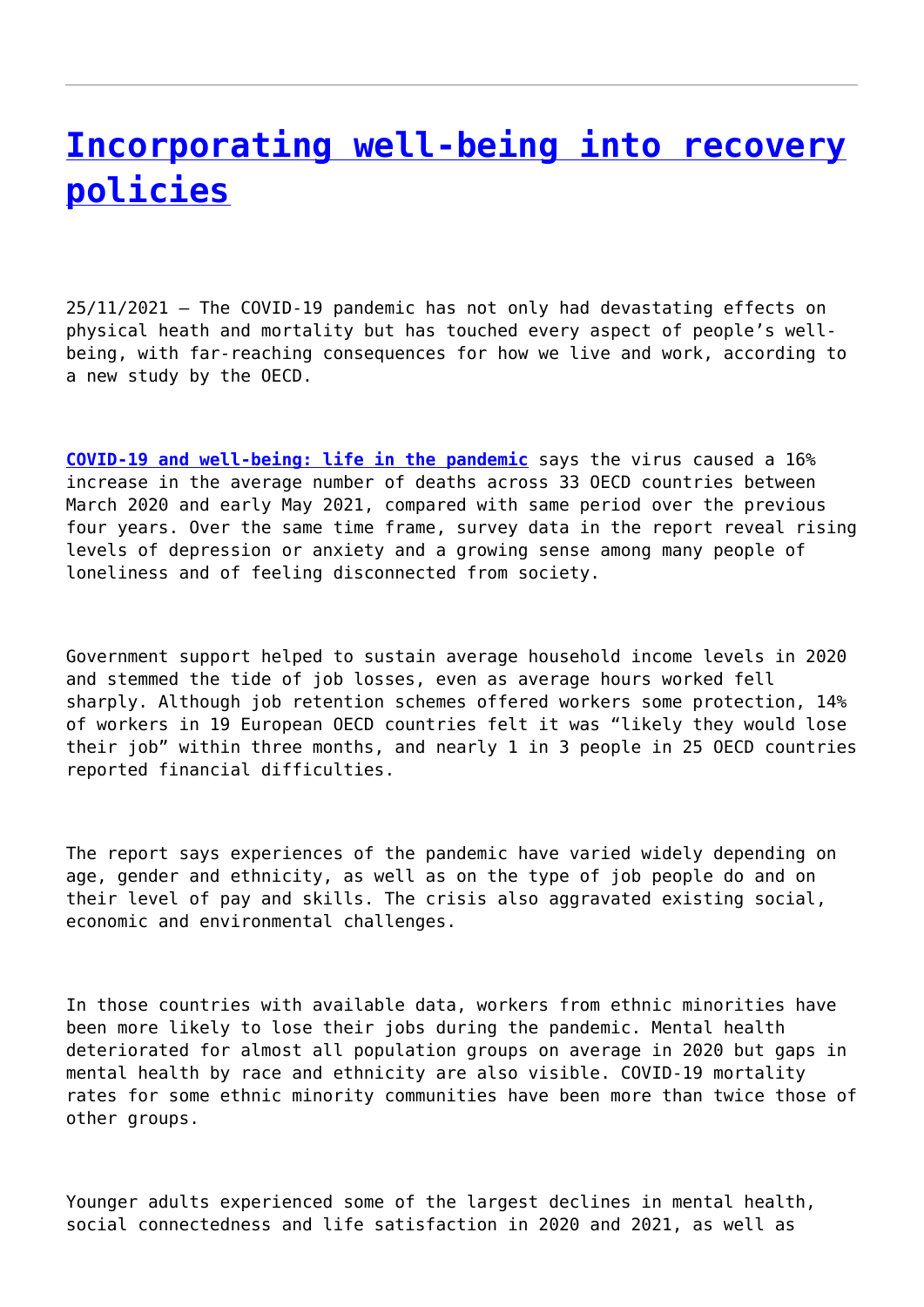# [Incorporating well-being into recovery policies]()

25/11/2021 – The COVID-19 pandemic has not only had devastating effects on physical heath and mortality but has touched every aspect of people's well-being, with far-reaching consequences for how we live and work, according to a new study by the OECD.

[**COVID-19 and well-being: life in the pandemic**]() says the virus caused a 16% increase in the average number of deaths across 33 OECD countries between March 2020 and early May 2021, compared with same period over the previous four years. Over the same time frame, survey data in the report reveal rising levels of depression or anxiety and a growing sense among many people of loneliness and of feeling disconnected from society.

Government support helped to sustain average household income levels in 2020 and stemmed the tide of job losses, even as average hours worked fell sharply. Although job retention schemes offered workers some protection, 14% of workers in 19 European OECD countries felt it was "likely they would lose their job" within three months, and nearly 1 in 3 people in 25 OECD countries reported financial difficulties.

The report says experiences of the pandemic have varied widely depending on age, gender and ethnicity, as well as on the type of job people do and on their level of pay and skills. The crisis also aggravated existing social, economic and environmental challenges.

In those countries with available data, workers from ethnic minorities have been more likely to lose their jobs during the pandemic. Mental health deteriorated for almost all population groups on average in 2020 but gaps in mental health by race and ethnicity are also visible. COVID-19 mortality rates for some ethnic minority communities have been more than twice those of other groups.

Younger adults experienced some of the largest declines in mental health, social connectedness and life satisfaction in 2020 and 2021, as well as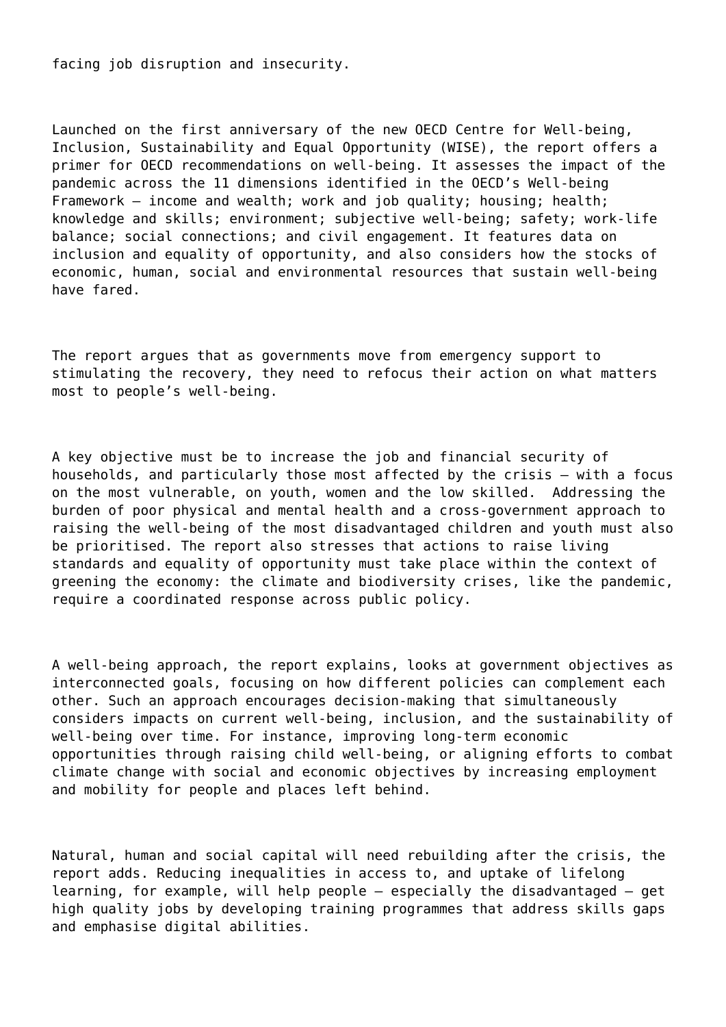facing job disruption and insecurity.

Launched on the first anniversary of the new OECD Centre for Well-being, Inclusion, Sustainability and Equal Opportunity (WISE), the report offers a primer for OECD recommendations on well-being. It assesses the impact of the pandemic across the 11 dimensions identified in the OECD's Well-being Framework – income and wealth; work and job quality; housing; health; knowledge and skills; environment; subjective well-being; safety; work-life balance; social connections; and civil engagement. It features data on inclusion and equality of opportunity, and also considers how the stocks of economic, human, social and environmental resources that sustain well-being have fared.

The report argues that as governments move from emergency support to stimulating the recovery, they need to refocus their action on what matters most to people's well-being.

A key objective must be to increase the job and financial security of households, and particularly those most affected by the crisis – with a focus on the most vulnerable, on youth, women and the low skilled. Addressing the burden of poor physical and mental health and a cross-government approach to raising the well-being of the most disadvantaged children and youth must also be prioritised. The report also stresses that actions to raise living standards and equality of opportunity must take place within the context of greening the economy: the climate and biodiversity crises, like the pandemic, require a coordinated response across public policy.

A well-being approach, the report explains, looks at government objectives as interconnected goals, focusing on how different policies can complement each other. Such an approach encourages decision-making that simultaneously considers impacts on current well-being, inclusion, and the sustainability of well-being over time. For instance, improving long-term economic opportunities through raising child well-being, or aligning efforts to combat climate change with social and economic objectives by increasing employment and mobility for people and places left behind.

Natural, human and social capital will need rebuilding after the crisis, the report adds. Reducing inequalities in access to, and uptake of lifelong learning, for example, will help people – especially the disadvantaged – get high quality jobs by developing training programmes that address skills gaps and emphasise digital abilities.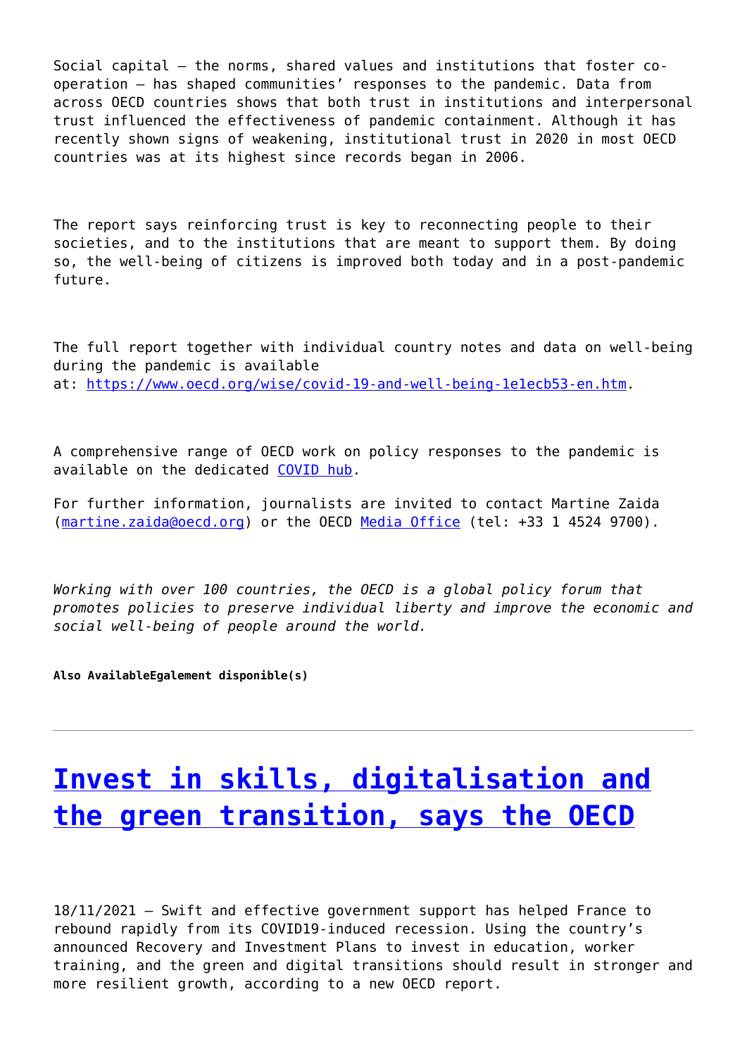Social capital – the norms, shared values and institutions that foster co-operation – has shaped communities' responses to the pandemic. Data from across OECD countries shows that both trust in institutions and interpersonal trust influenced the effectiveness of pandemic containment. Although it has recently shown signs of weakening, institutional trust in 2020 in most OECD countries was at its highest since records began in 2006.

The report says reinforcing trust is key to reconnecting people to their societies, and to the institutions that are meant to support them. By doing so, the well-being of citizens is improved both today and in a post-pandemic future.

The full report together with individual country notes and data on well-being during the pandemic is available at: [https://www.oecd.org/wise/covid-19-and-well-being-1e1ecb53-en.htm](https://www.oecd.org/wise/covid-19-and-well-being-1e1ecb53-en.htm).

A comprehensive range of OECD work on policy responses to the pandemic is available on the dedicated [COVID hub](#).

For further information, journalists are invited to contact Martine Zaida ([martine.zaida@oecd.org](mailto:martine.zaida@oecd.org)) or the OECD [Media Office](#) (tel: +33 1 4524 9700).

*Working with over 100 countries, the OECD is a global policy forum that promotes policies to preserve individual liberty and improve the economic and social well-being of people around the world.*

**Also AvailableEgalement disponible(s)**

---

# [Invest in skills, digitalisation and the green transition, says the OECD](#)

18/11/2021 – Swift and effective government support has helped France to rebound rapidly from its COVID19-induced recession. Using the country's announced Recovery and Investment Plans to invest in education, worker training, and the green and digital transitions should result in stronger and more resilient growth, according to a new OECD report.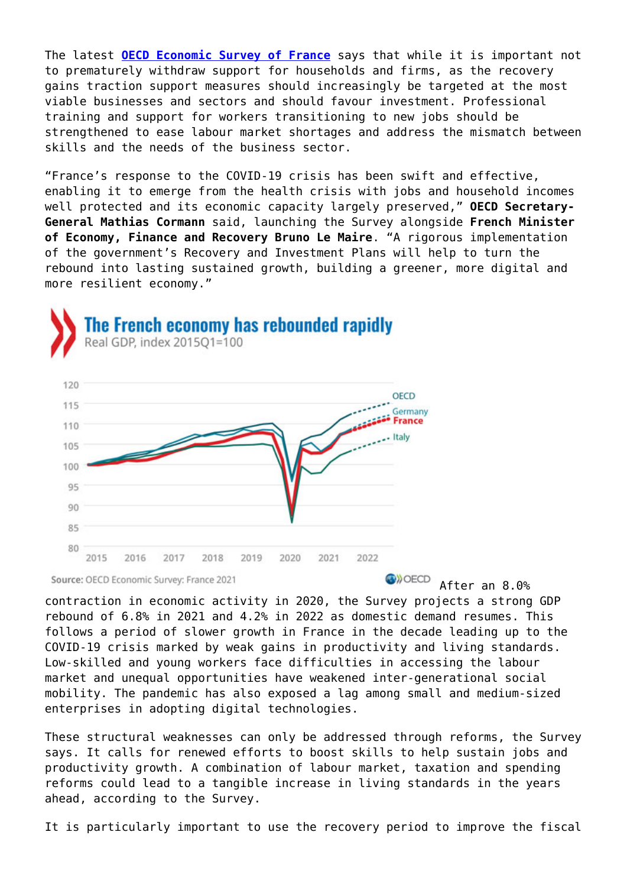The latest **[OECD Economic Survey of France](#)** says that while it is important not to prematurely withdraw support for households and firms, as the recovery gains traction support measures should increasingly be targeted at the most viable businesses and sectors and should favour investment. Professional training and support for workers transitioning to new jobs should be strengthened to ease labour market shortages and address the mismatch between skills and the needs of the business sector.

"France's response to the COVID-19 crisis has been swift and effective, enabling it to emerge from the health crisis with jobs and household incomes well protected and its economic capacity largely preserved," **OECD Secretary-General Mathias Cormann** said, launching the Survey alongside **French Minister of Economy, Finance and Recovery Bruno Le Maire**. "A rigorous implementation of the government's Recovery and Investment Plans will help to turn the rebound into lasting sustained growth, building a greener, more digital and more resilient economy."

**The French economy has rebounded rapidly**

Real GDP, index 2015Q1=100

Source: OECD Economic Survey: France 2021

After an 8.0% contraction in economic activity in 2020, the Survey projects a strong GDP rebound of 6.8% in 2021 and 4.2% in 2022 as domestic demand resumes. This follows a period of slower growth in France in the decade leading up to the COVID-19 crisis marked by weak gains in productivity and living standards. Low-skilled and young workers face difficulties in accessing the labour market and unequal opportunities have weakened inter-generational social mobility. The pandemic has also exposed a lag among small and medium-sized enterprises in adopting digital technologies.

These structural weaknesses can only be addressed through reforms, the Survey says. It calls for renewed efforts to boost skills to help sustain jobs and productivity growth. A combination of labour market, taxation and spending reforms could lead to a tangible increase in living standards in the years ahead, according to the Survey.

It is particularly important to use the recovery period to improve the fiscal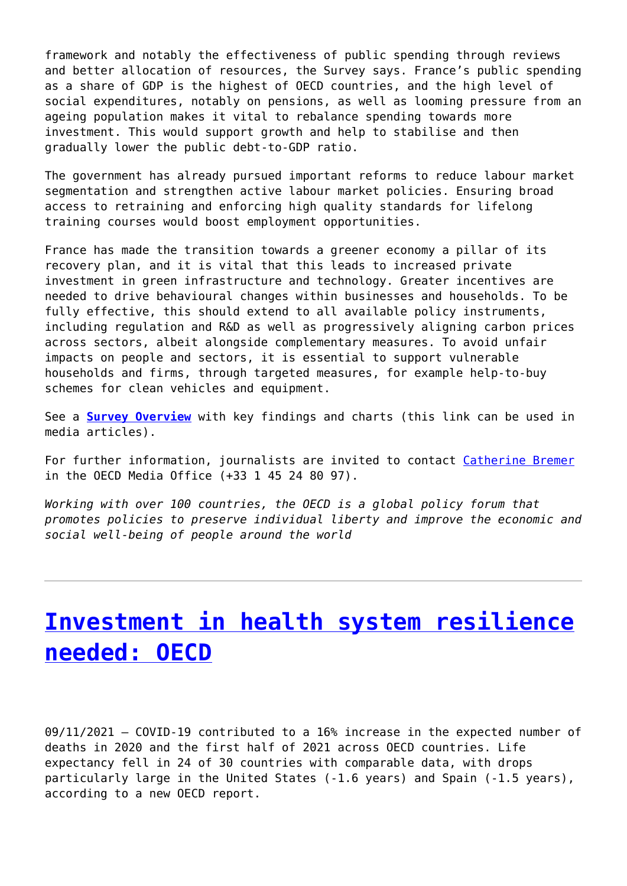framework and notably the effectiveness of public spending through reviews and better allocation of resources, the Survey says. France's public spending as a share of GDP is the highest of OECD countries, and the high level of social expenditures, notably on pensions, as well as looming pressure from an ageing population makes it vital to rebalance spending towards more investment. This would support growth and help to stabilise and then gradually lower the public debt-to-GDP ratio.

The government has already pursued important reforms to reduce labour market segmentation and strengthen active labour market policies. Ensuring broad access to retraining and enforcing high quality standards for lifelong training courses would boost employment opportunities.

France has made the transition towards a greener economy a pillar of its recovery plan, and it is vital that this leads to increased private investment in green infrastructure and technology. Greater incentives are needed to drive behavioural changes within businesses and households. To be fully effective, this should extend to all available policy instruments, including regulation and R&D as well as progressively aligning carbon prices across sectors, albeit alongside complementary measures. To avoid unfair impacts on people and sectors, it is essential to support vulnerable households and firms, through targeted measures, for example help-to-buy schemes for clean vehicles and equipment.

See a **Survey Overview** with key findings and charts (this link can be used in media articles).

For further information, journalists are invited to contact Catherine Bremer in the OECD Media Office (+33 1 45 24 80 97).

*Working with over 100 countries, the OECD is a global policy forum that promotes policies to preserve individual liberty and improve the economic and social well-being of people around the world*

---

# Investment in health system resilience needed: OECD

09/11/2021 – COVID-19 contributed to a 16% increase in the expected number of deaths in 2020 and the first half of 2021 across OECD countries. Life expectancy fell in 24 of 30 countries with comparable data, with drops particularly large in the United States (-1.6 years) and Spain (-1.5 years), according to a new OECD report.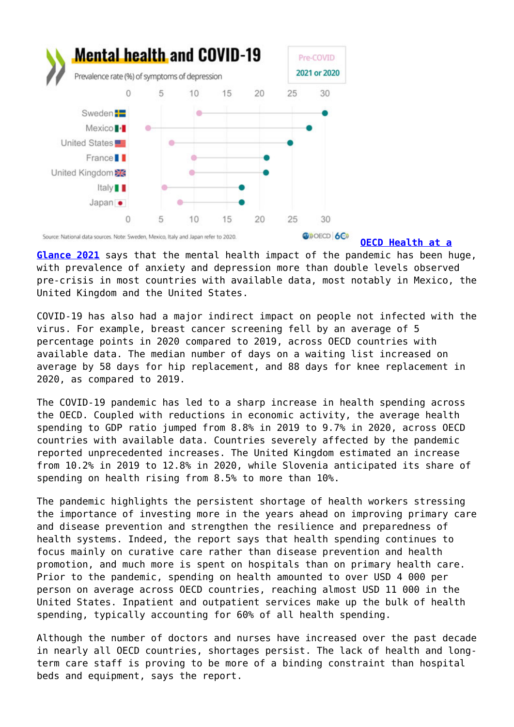# Mental health and COVID-19

Prevalence rate (%) of symptoms of depression

Pre-COVID | 2021 or 2020

| Country | Pre-COVID | 2021 or 2020 |
| --- | --- | --- |
| Sweden | ~10.5 | ~30 |
| Mexico | ~3 | ~27.5 |
| United States | ~6.5 | ~24.5 |
| France | ~10 | ~21 |
| United Kingdom | ~9.5 | ~21 |
| Italy | ~5.5 | ~17 |
| Japan | ~8 | ~17 |

Source: National data sources. Note: Sweden, Mexico, Italy and Japan refer to 2020.

OECD Health at a Glance 2021 says that the mental health impact of the pandemic has been huge, with prevalence of anxiety and depression more than double levels observed pre-crisis in most countries with available data, most notably in Mexico, the United Kingdom and the United States.

COVID-19 has also had a major indirect impact on people not infected with the virus. For example, breast cancer screening fell by an average of 5 percentage points in 2020 compared to 2019, across OECD countries with available data. The median number of days on a waiting list increased on average by 58 days for hip replacement, and 88 days for knee replacement in 2020, as compared to 2019.

The COVID-19 pandemic has led to a sharp increase in health spending across the OECD. Coupled with reductions in economic activity, the average health spending to GDP ratio jumped from 8.8% in 2019 to 9.7% in 2020, across OECD countries with available data. Countries severely affected by the pandemic reported unprecedented increases. The United Kingdom estimated an increase from 10.2% in 2019 to 12.8% in 2020, while Slovenia anticipated its share of spending on health rising from 8.5% to more than 10%.

The pandemic highlights the persistent shortage of health workers stressing the importance of investing more in the years ahead on improving primary care and disease prevention and strengthen the resilience and preparedness of health systems. Indeed, the report says that health spending continues to focus mainly on curative care rather than disease prevention and health promotion, and much more is spent on hospitals than on primary health care. Prior to the pandemic, spending on health amounted to over USD 4 000 per person on average across OECD countries, reaching almost USD 11 000 in the United States. Inpatient and outpatient services make up the bulk of health spending, typically accounting for 60% of all health spending.

Although the number of doctors and nurses have increased over the past decade in nearly all OECD countries, shortages persist. The lack of health and long-term care staff is proving to be more of a binding constraint than hospital beds and equipment, says the report.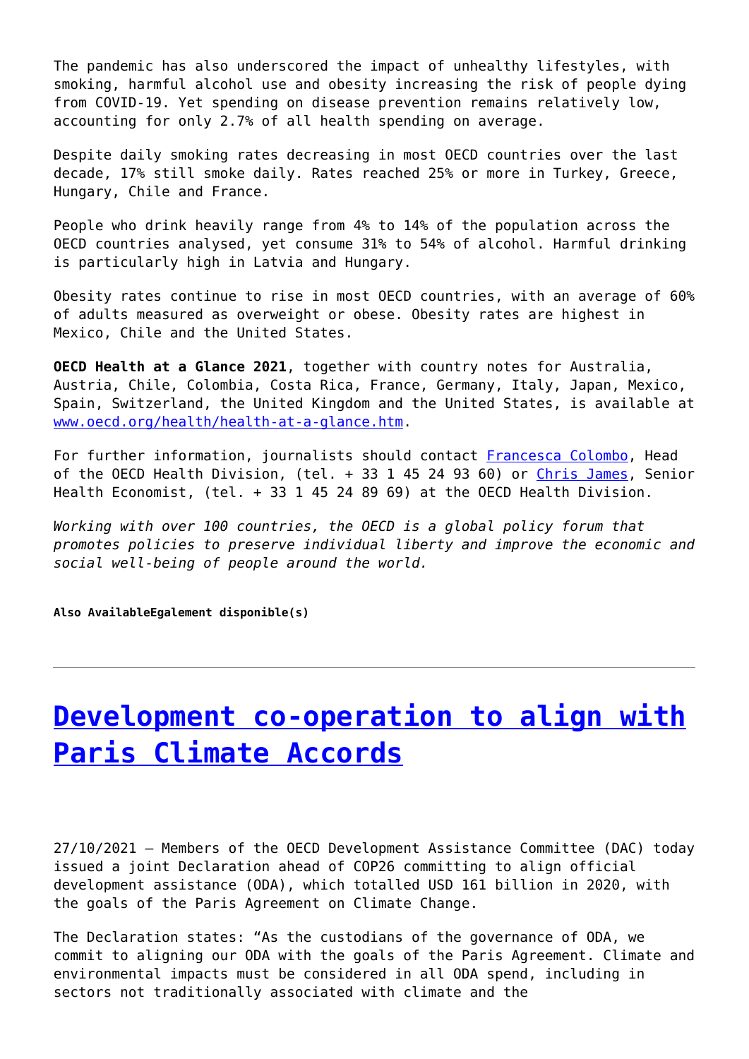The pandemic has also underscored the impact of unhealthy lifestyles, with smoking, harmful alcohol use and obesity increasing the risk of people dying from COVID-19. Yet spending on disease prevention remains relatively low, accounting for only 2.7% of all health spending on average.

Despite daily smoking rates decreasing in most OECD countries over the last decade, 17% still smoke daily. Rates reached 25% or more in Turkey, Greece, Hungary, Chile and France.

People who drink heavily range from 4% to 14% of the population across the OECD countries analysed, yet consume 31% to 54% of alcohol. Harmful drinking is particularly high in Latvia and Hungary.

Obesity rates continue to rise in most OECD countries, with an average of 60% of adults measured as overweight or obese. Obesity rates are highest in Mexico, Chile and the United States.

**OECD Health at a Glance 2021**, together with country notes for Australia, Austria, Chile, Colombia, Costa Rica, France, Germany, Italy, Japan, Mexico, Spain, Switzerland, the United Kingdom and the United States, is available at [www.oecd.org/health/health-at-a-glance.htm](www.oecd.org/health/health-at-a-glance.htm).

For further information, journalists should contact [Francesca Colombo](), Head of the OECD Health Division, (tel. + 33 1 45 24 93 60) or [Chris James](), Senior Health Economist, (tel. + 33 1 45 24 89 69) at the OECD Health Division.

*Working with over 100 countries, the OECD is a global policy forum that promotes policies to preserve individual liberty and improve the economic and social well-being of people around the world.*

**Also AvailableEgalement disponible(s)**

---

# [Development co-operation to align with Paris Climate Accords]()

27/10/2021 – Members of the OECD Development Assistance Committee (DAC) today issued a joint Declaration ahead of COP26 committing to align official development assistance (ODA), which totalled USD 161 billion in 2020, with the goals of the Paris Agreement on Climate Change.

The Declaration states: "As the custodians of the governance of ODA, we commit to aligning our ODA with the goals of the Paris Agreement. Climate and environmental impacts must be considered in all ODA spend, including in sectors not traditionally associated with climate and the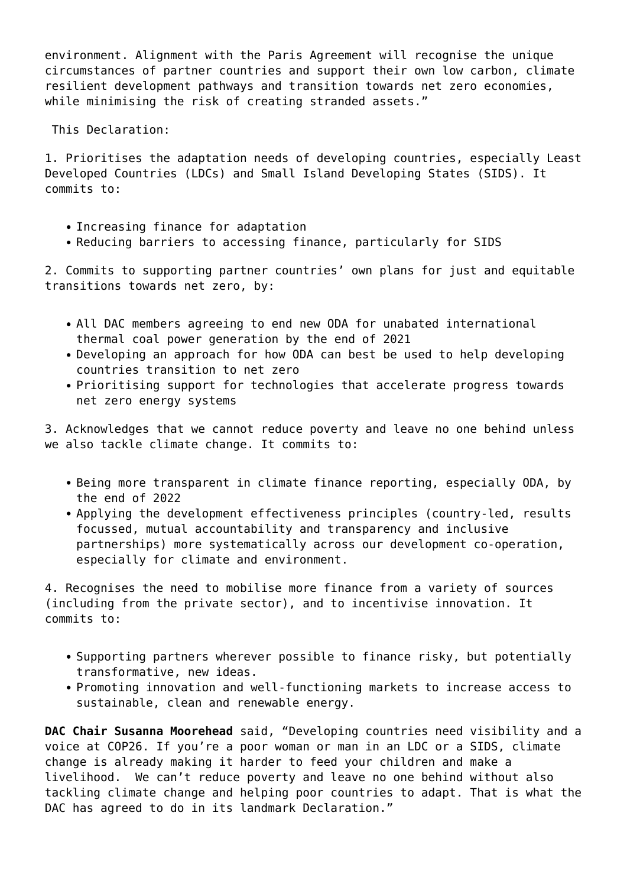environment. Alignment with the Paris Agreement will recognise the unique circumstances of partner countries and support their own low carbon, climate resilient development pathways and transition towards net zero economies, while minimising the risk of creating stranded assets."

This Declaration:

1. Prioritises the adaptation needs of developing countries, especially Least Developed Countries (LDCs) and Small Island Developing States (SIDS). It commits to:

   - Increasing finance for adaptation
   - Reducing barriers to accessing finance, particularly for SIDS

2. Commits to supporting partner countries' own plans for just and equitable transitions towards net zero, by:

   - All DAC members agreeing to end new ODA for unabated international thermal coal power generation by the end of 2021
   - Developing an approach for how ODA can best be used to help developing countries transition to net zero
   - Prioritising support for technologies that accelerate progress towards net zero energy systems

3. Acknowledges that we cannot reduce poverty and leave no one behind unless we also tackle climate change. It commits to:

   - Being more transparent in climate finance reporting, especially ODA, by the end of 2022
   - Applying the development effectiveness principles (country-led, results focussed, mutual accountability and transparency and inclusive partnerships) more systematically across our development co-operation, especially for climate and environment.

4. Recognises the need to mobilise more finance from a variety of sources (including from the private sector), and to incentivise innovation. It commits to:

   - Supporting partners wherever possible to finance risky, but potentially transformative, new ideas.
   - Promoting innovation and well-functioning markets to increase access to sustainable, clean and renewable energy.

**DAC Chair Susanna Moorehead** said, "Developing countries need visibility and a voice at COP26. If you're a poor woman or man in an LDC or a SIDS, climate change is already making it harder to feed your children and make a livelihood. We can't reduce poverty and leave no one behind without also tackling climate change and helping poor countries to adapt. That is what the DAC has agreed to do in its landmark Declaration."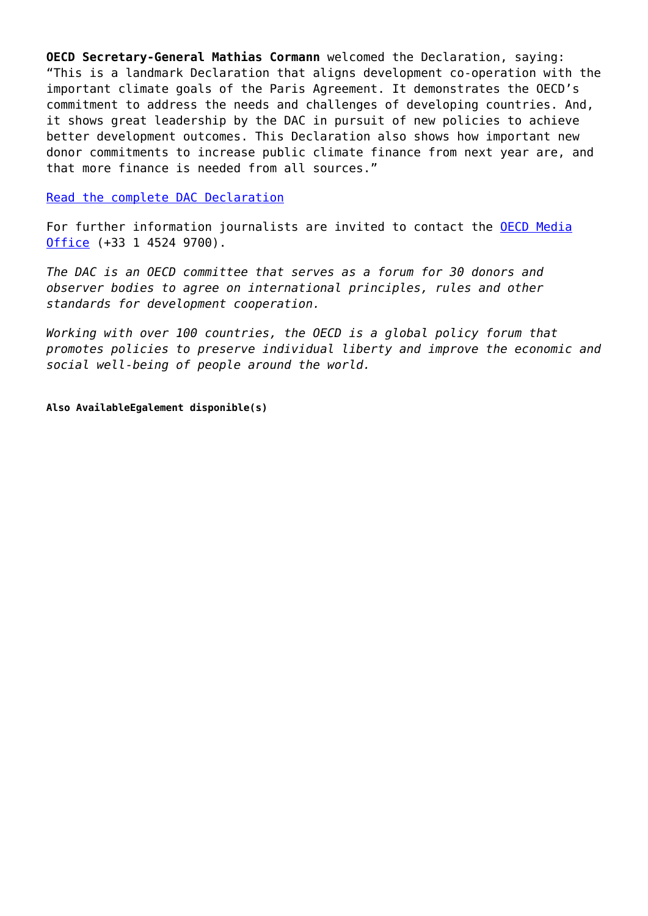**OECD Secretary-General Mathias Cormann** welcomed the Declaration, saying: "This is a landmark Declaration that aligns development co-operation with the important climate goals of the Paris Agreement. It demonstrates the OECD's commitment to address the needs and challenges of developing countries. And, it shows great leadership by the DAC in pursuit of new policies to achieve better development outcomes. This Declaration also shows how important new donor commitments to increase public climate finance from next year are, and that more finance is needed from all sources."

Read the complete DAC Declaration

For further information journalists are invited to contact the OECD Media Office (+33 1 4524 9700).

*The DAC is an OECD committee that serves as a forum for 30 donors and observer bodies to agree on international principles, rules and other standards for development cooperation.*

*Working with over 100 countries, the OECD is a global policy forum that promotes policies to preserve individual liberty and improve the economic and social well-being of people around the world.*

**Also AvailableEgalement disponible(s)**